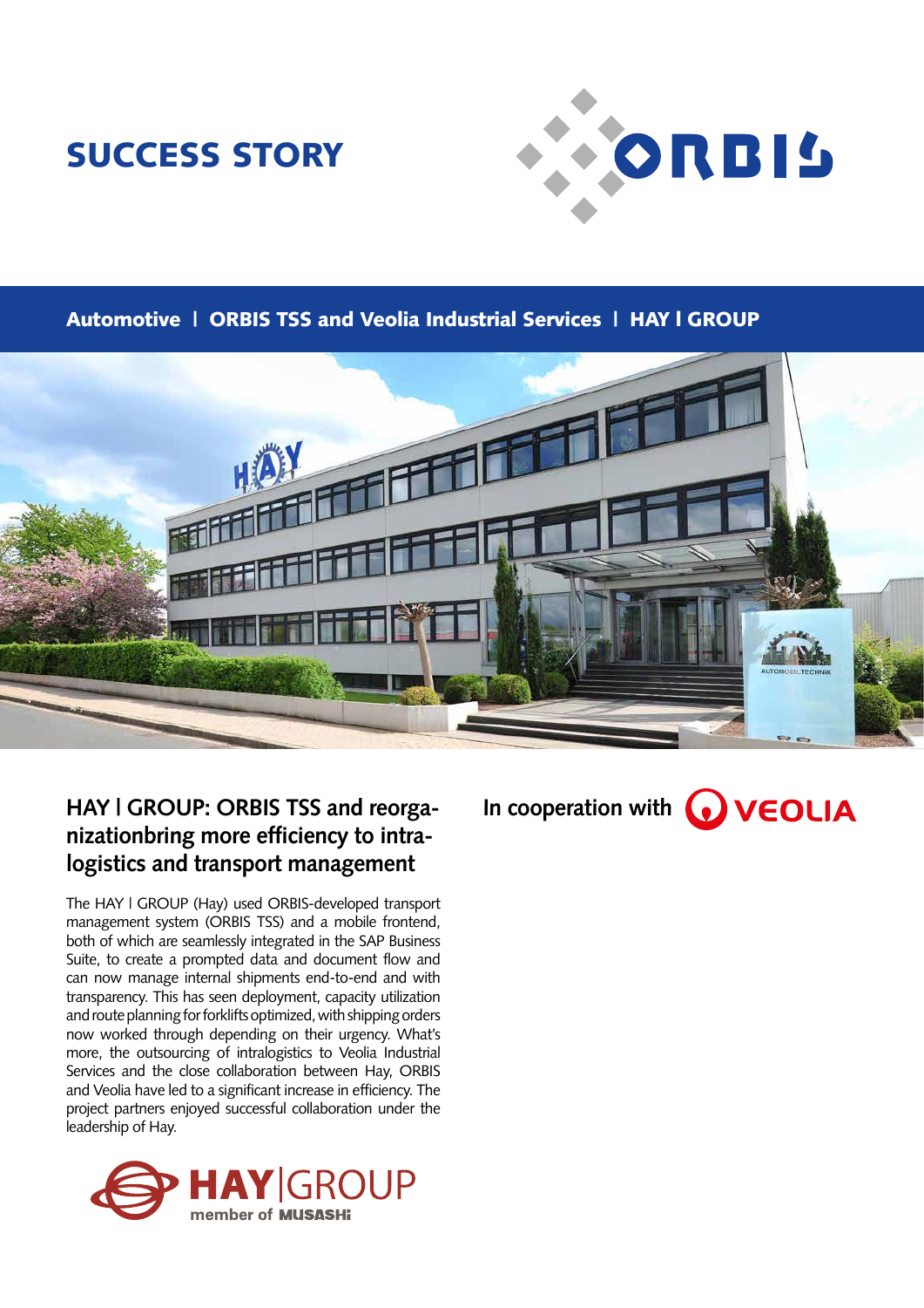# SUCCESS STORY

**Automotive | ORBIS TSS and Veolia Industrial Services | HAY I GROUP**

## HAY I GROUP: ORBIS TSS and reorganizationbring more efficiency to intralogistics and transport management

In cooperation with VEOLIA

The HAY I GROUP (Hay) used ORBIS-developed transport management system (ORBIS TSS) and a mobile frontend, both of which are seamlessly integrated in the SAP Business Suite, to create a prompted data and document flow and can now manage internal shipments end-to-end and with transparency. This has seen deployment, capacity utilization and route planning for forklifts optimized, with shipping orders now worked through depending on their urgency. What's more, the outsourcing of intralogistics to Veolia Industrial Services and the close collaboration between Hay, ORBIS and Veolia have led to a significant increase in efficiency. The project partners enjoyed successful collaboration under the leadership of Hay.

HAY|GROUP member of MUSASHi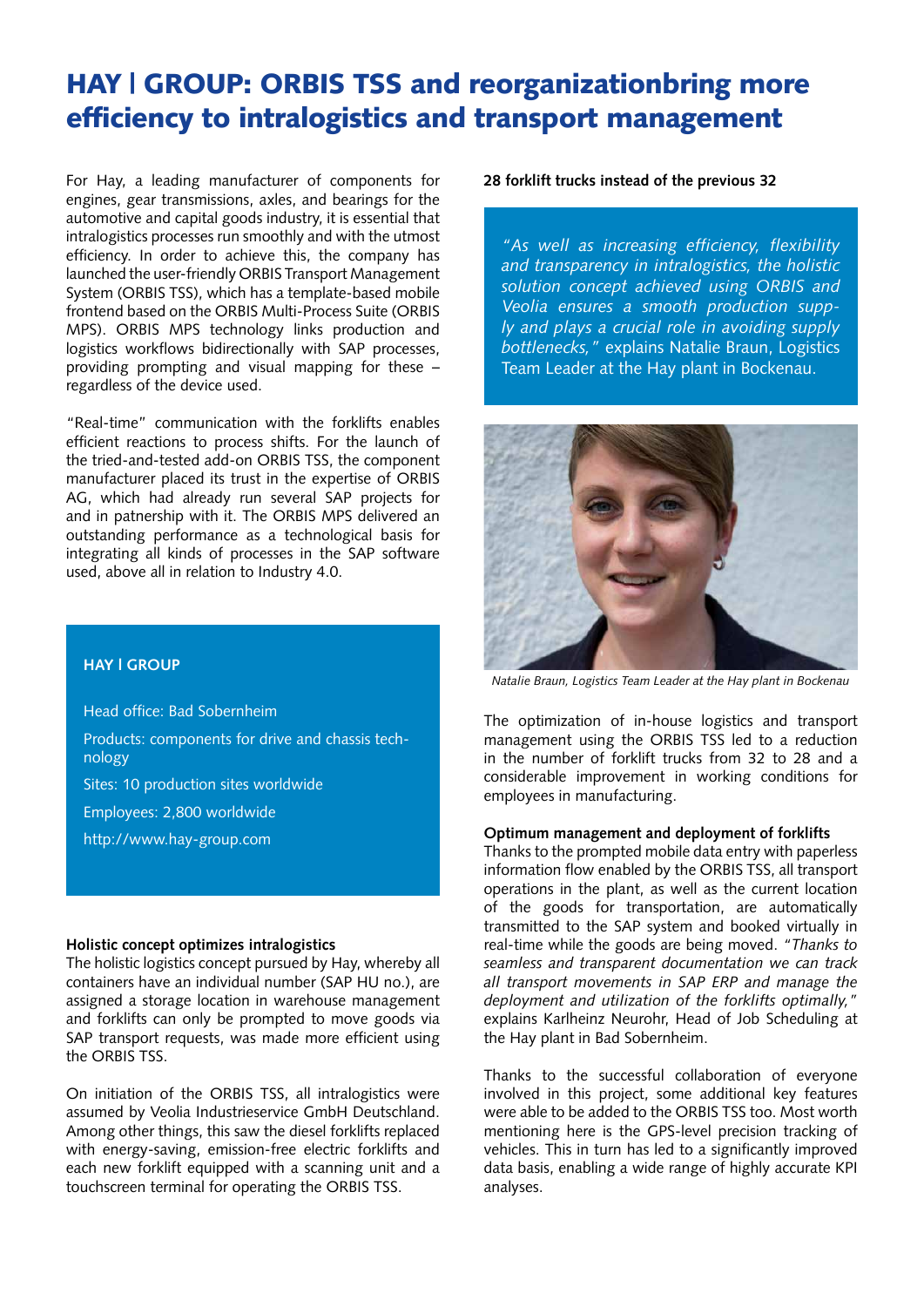# HAY | GROUP: ORBIS TSS and reorganizationbring more efficiency to intralogistics and transport management

For Hay, a leading manufacturer of components for engines, gear transmissions, axles, and bearings for the automotive and capital goods industry, it is essential that intralogistics processes run smoothly and with the utmost efficiency. In order to achieve this, the company has launched the user-friendly ORBIS Transport Management System (ORBIS TSS), which has a template-based mobile frontend based on the ORBIS Multi-Process Suite (ORBIS MPS). ORBIS MPS technology links production and logistics workflows bidirectionally with SAP processes, providing prompting and visual mapping for these – regardless of the device used.

"Real-time" communication with the forklifts enables efficient reactions to process shifts. For the launch of the tried-and-tested add-on ORBIS TSS, the component manufacturer placed its trust in the expertise of ORBIS AG, which had already run several SAP projects for and in patnership with it. The ORBIS MPS delivered an outstanding performance as a technological basis for integrating all kinds of processes in the SAP software used, above all in relation to Industry 4.0.

**HAY | GROUP**

Head office: Bad Sobernheim

Products: components for drive and chassis technology

Sites: 10 production sites worldwide

Employees: 2,800 worldwide

http://www.hay-group.com

**Holistic concept optimizes intralogistics**

The holistic logistics concept pursued by Hay, whereby all containers have an individual number (SAP HU no.), are assigned a storage location in warehouse management and forklifts can only be prompted to move goods via SAP transport requests, was made more efficient using the ORBIS TSS.

On initiation of the ORBIS TSS, all intralogistics were assumed by Veolia Industrieservice GmbH Deutschland. Among other things, this saw the diesel forklifts replaced with energy-saving, emission-free electric forklifts and each new forklift equipped with a scanning unit and a touchscreen terminal for operating the ORBIS TSS.

**28 forklift trucks instead of the previous 32**

*"As well as increasing efficiency, flexibility and transparency in intralogistics, the holistic solution concept achieved using ORBIS and Veolia ensures a smooth production supply and plays a crucial role in avoiding supply bottlenecks,"* explains Natalie Braun, Logistics Team Leader at the Hay plant in Bockenau.

*Natalie Braun, Logistics Team Leader at the Hay plant in Bockenau*

The optimization of in-house logistics and transport management using the ORBIS TSS led to a reduction in the number of forklift trucks from 32 to 28 and a considerable improvement in working conditions for employees in manufacturing.

**Optimum management and deployment of forklifts**

Thanks to the prompted mobile data entry with paperless information flow enabled by the ORBIS TSS, all transport operations in the plant, as well as the current location of the goods for transportation, are automatically transmitted to the SAP system and booked virtually in real-time while the goods are being moved. *"Thanks to seamless and transparent documentation we can track all transport movements in SAP ERP and manage the deployment and utilization of the forklifts optimally,"* explains Karlheinz Neurohr, Head of Job Scheduling at the Hay plant in Bad Sobernheim.

Thanks to the successful collaboration of everyone involved in this project, some additional key features were able to be added to the ORBIS TSS too. Most worth mentioning here is the GPS-level precision tracking of vehicles. This in turn has led to a significantly improved data basis, enabling a wide range of highly accurate KPI analyses.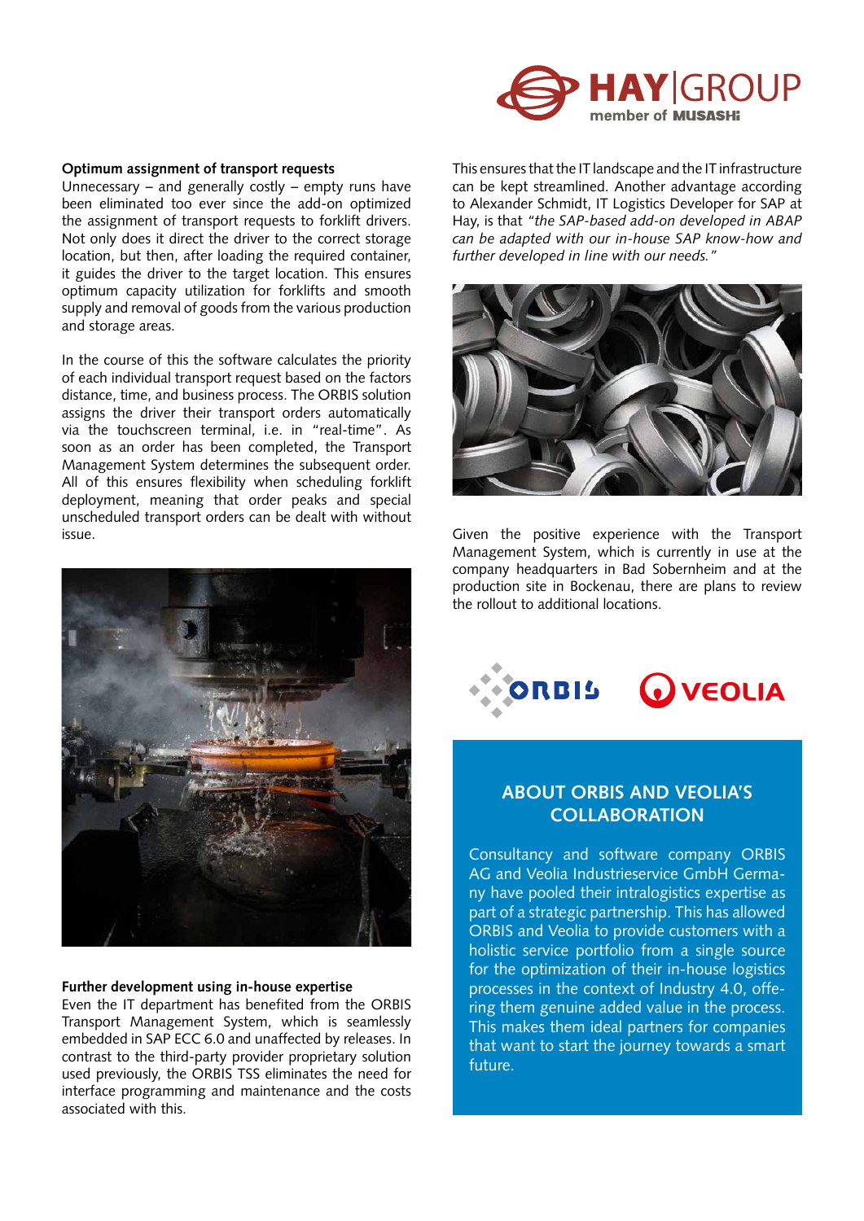### Optimum assignment of transport requests

Unnecessary – and generally costly – empty runs have been eliminated too ever since the add-on optimized the assignment of transport requests to forklift drivers. Not only does it direct the driver to the correct storage location, but then, after loading the required container, it guides the driver to the target location. This ensures optimum capacity utilization for forklifts and smooth supply and removal of goods from the various production and storage areas.

In the course of this the software calculates the priority of each individual transport request based on the factors distance, time, and business process. The ORBIS solution assigns the driver their transport orders automatically via the touchscreen terminal, i.e. in "real-time". As soon as an order has been completed, the Transport Management System determines the subsequent order. All of this ensures flexibility when scheduling forklift deployment, meaning that order peaks and special unscheduled transport orders can be dealt with without issue.

### Further development using in-house expertise

Even the IT department has benefited from the ORBIS Transport Management System, which is seamlessly embedded in SAP ECC 6.0 and unaffected by releases. In contrast to the third-party provider proprietary solution used previously, the ORBIS TSS eliminates the need for interface programming and maintenance and the costs associated with this.

This ensures that the IT landscape and the IT infrastructure can be kept streamlined. Another advantage according to Alexander Schmidt, IT Logistics Developer for SAP at Hay, is that *"the SAP-based add-on developed in ABAP can be adapted with our in-house SAP know-how and further developed in line with our needs."*

Given the positive experience with the Transport Management System, which is currently in use at the company headquarters in Bad Sobernheim and at the production site in Bockenau, there are plans to review the rollout to additional locations.

## ABOUT ORBIS AND VEOLIA'S COLLABORATION

Consultancy and software company ORBIS AG and Veolia Industrieservice GmbH Germany have pooled their intralogistics expertise as part of a strategic partnership. This has allowed ORBIS and Veolia to provide customers with a holistic service portfolio from a single source for the optimization of their in-house logistics processes in the context of Industry 4.0, offering them genuine added value in the process. This makes them ideal partners for companies that want to start the journey towards a smart future.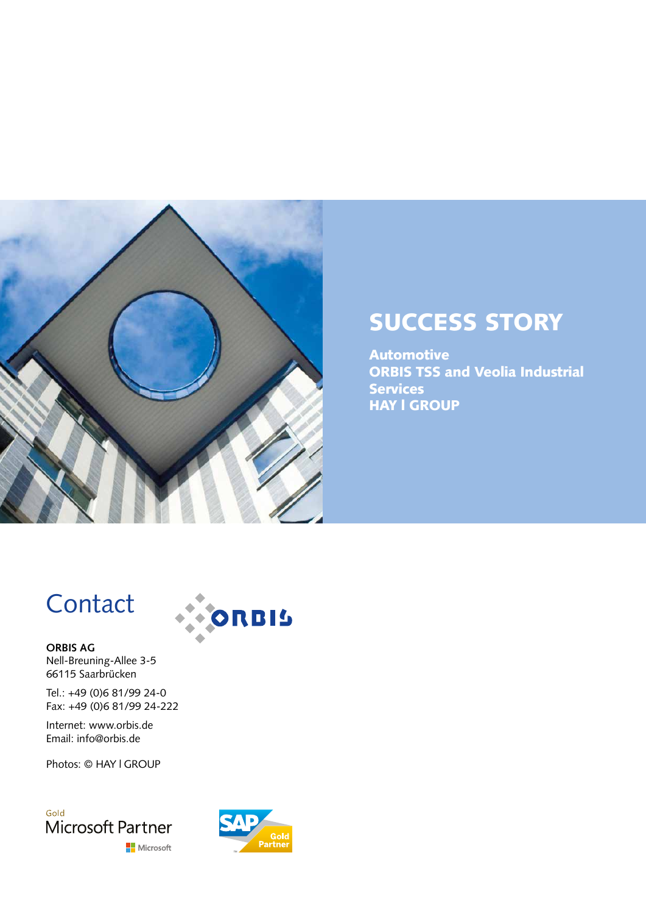# SUCCESS STORY

**Automotive**
**ORBIS TSS and Veolia Industrial Services**
**HAY I GROUP**

## Contact

**ORBIS AG**
Nell-Breuning-Allee 3-5
66115 Saarbrücken

Tel.: +49 (0)6 81/99 24-0
Fax: +49 (0)6 81/99 24-222

Internet: www.orbis.de
Email: info@orbis.de

Photos: © HAY I GROUP

Gold
Microsoft Partner
Microsoft

SAP Gold Partner